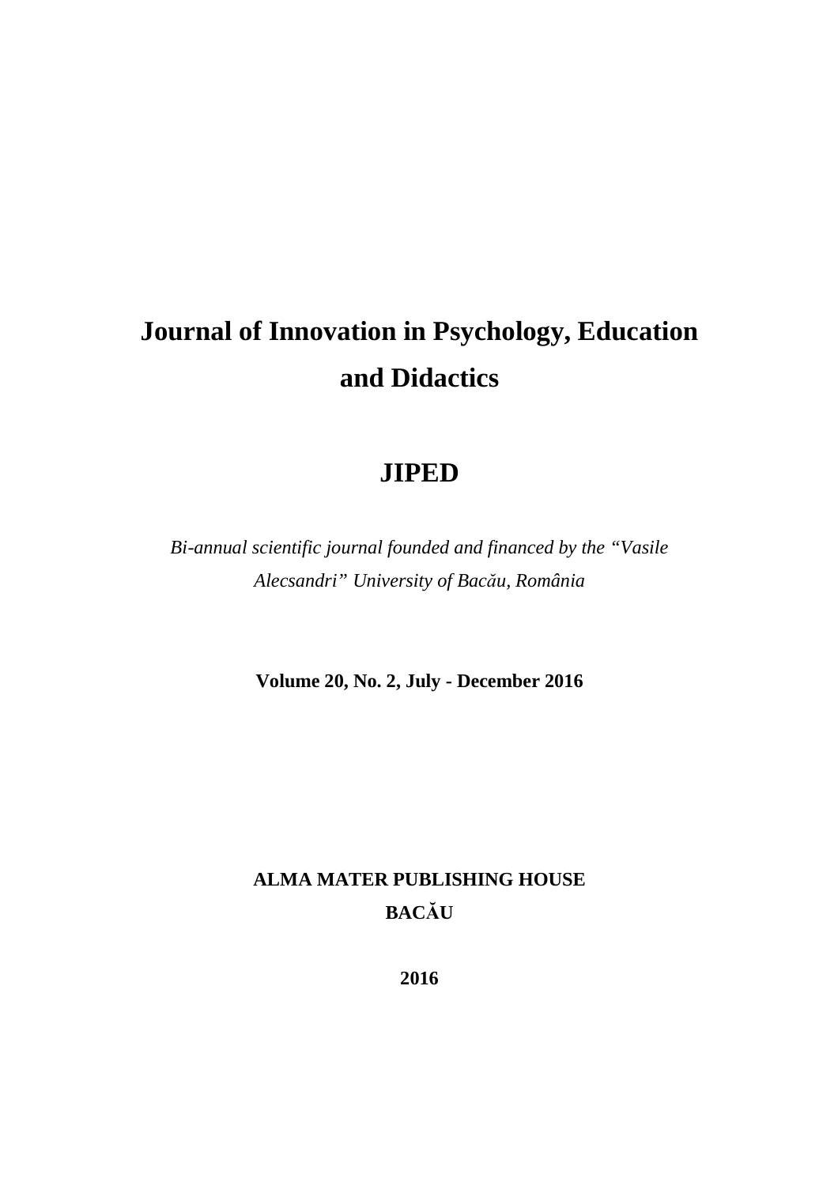# Journal of Innovation in Psychology, Education and Didactics

## JIPED

*Bi-annual scientific journal founded and financed by the "Vasile Alecsandri" University of Bacău, România*

**Volume 20, No. 2, July - December 2016**

**ALMA MATER PUBLISHING HOUSE**
**BACĂU**

**2016**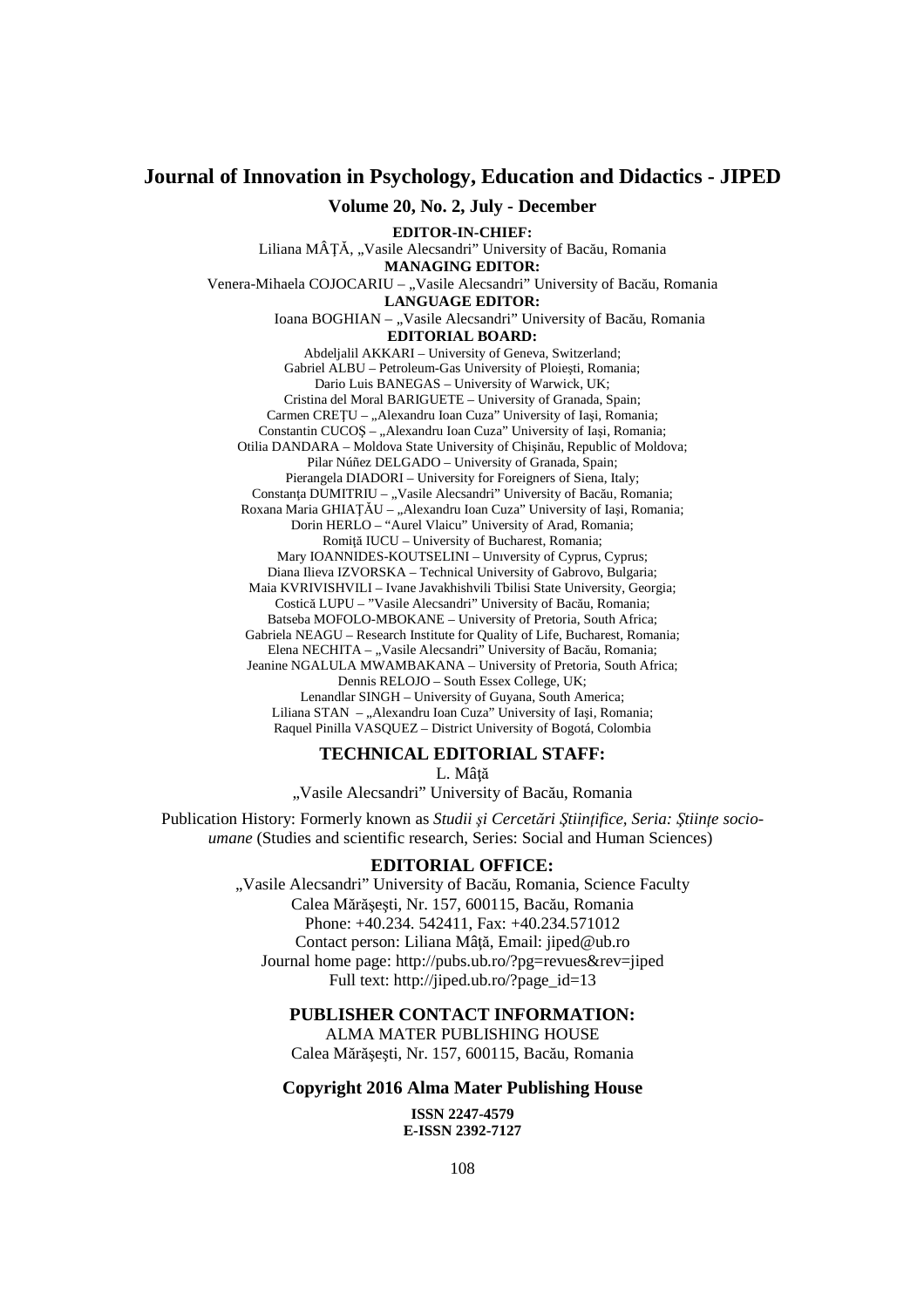# Journal of Innovation in Psychology, Education and Didactics - JIPED

**Volume 20, No. 2, July - December**

**EDITOR-IN-CHIEF:**
Liliana MÂȚĂ, „Vasile Alecsandri" University of Bacău, Romania

**MANAGING EDITOR:**
Venera-Mihaela COJOCARIU – „Vasile Alecsandri" University of Bacău, Romania

**LANGUAGE EDITOR:**
Ioana BOGHIAN – „Vasile Alecsandri" University of Bacău, Romania

**EDITORIAL BOARD:**

Abdeljalil AKKARI – University of Geneva, Switzerland;
Gabriel ALBU – Petroleum-Gas University of Ploiești, Romania;
Dario Luis BANEGAS – University of Warwick, UK;
Cristina del Moral BARIGUETE – University of Granada, Spain;
Carmen CREȚU – „Alexandru Ioan Cuza" University of Iași, Romania;
Constantin CUCOȘ – „Alexandru Ioan Cuza" University of Iași, Romania;
Otilia DANDARA – Moldova State University of Chișinău, Republic of Moldova;
Pilar Núñez DELGADO – University of Granada, Spain;
Pierangela DIADORI – University for Foreigners of Siena, Italy;
Constanța DUMITRIU – „Vasile Alecsandri" University of Bacău, Romania;
Roxana Maria GHIAȚĂU – „Alexandru Ioan Cuza" University of Iași, Romania;
Dorin HERLO – "Aurel Vlaicu" University of Arad, Romania;
Romiță IUCU – University of Bucharest, Romania;
Mary IOANNIDES-KOUTSELINI – University of Cyprus, Cyprus;
Diana Ilieva IZVORSKA – Technical University of Gabrovo, Bulgaria;
Maia KVRIVISHVILI – Ivane Javakhishvili Tbilisi State University, Georgia;
Costică LUPU – "Vasile Alecsandri" University of Bacău, Romania;
Batseba MOFOLO-MBOKANE – University of Pretoria, South Africa;
Gabriela NEAGU – Research Institute for Quality of Life, Bucharest, Romania;
Elena NECHITA – „Vasile Alecsandri" University of Bacău, Romania;
Jeanine NGALULA MWAMBAKANA – University of Pretoria, South Africa;
Dennis RELOJO – South Essex College, UK;
Lenandlar SINGH – University of Guyana, South America;
Liliana STAN – „Alexandru Ioan Cuza" University of Iași, Romania;
Raquel Pinilla VASQUEZ – District University of Bogotá, Colombia

**TECHNICAL EDITORIAL STAFF:**

L. Mâță
„Vasile Alecsandri" University of Bacău, Romania

Publication History: Formerly known as *Studii și Cercetări Științifice, Seria: Științe socio-umane* (Studies and scientific research, Series: Social and Human Sciences)

**EDITORIAL OFFICE:**

„Vasile Alecsandri" University of Bacău, Romania, Science Faculty
Calea Mărășești, Nr. 157, 600115, Bacău, Romania
Phone: +40.234. 542411, Fax: +40.234.571012
Contact person: Liliana Mâță, Email: jiped@ub.ro
Journal home page: http://pubs.ub.ro/?pg=revues&rev=jiped
Full text: http://jiped.ub.ro/?page_id=13

**PUBLISHER CONTACT INFORMATION:**

ALMA MATER PUBLISHING HOUSE
Calea Mărășești, Nr. 157, 600115, Bacău, Romania

**Copyright 2016 Alma Mater Publishing House**

**ISSN 2247-4579**
**E-ISSN 2392-7127**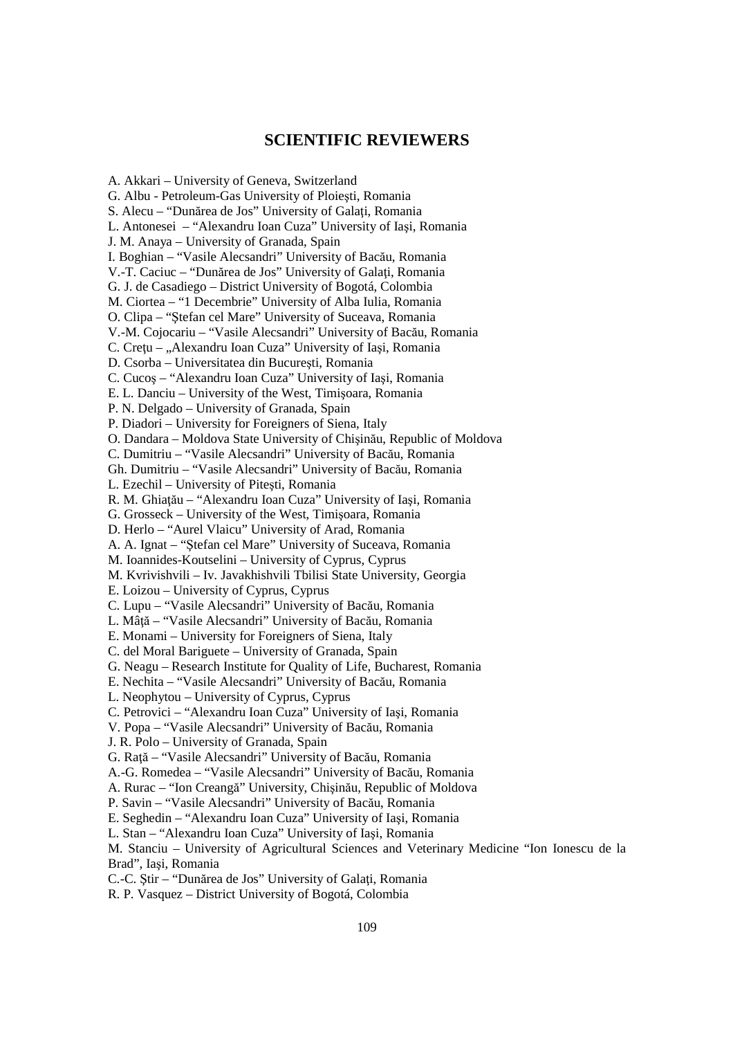## SCIENTIFIC REVIEWERS

A. Akkari – University of Geneva, Switzerland  
G. Albu - Petroleum-Gas University of Ploieşti, Romania  
S. Alecu – "Dunărea de Jos" University of Galaţi, Romania  
L. Antonesei – "Alexandru Ioan Cuza" University of Iaşi, Romania  
J. M. Anaya – University of Granada, Spain  
I. Boghian – "Vasile Alecsandri" University of Bacău, Romania  
V.-T. Caciuc – "Dunărea de Jos" University of Galaţi, Romania  
G. J. de Casadiego – District University of Bogotá, Colombia  
M. Ciortea – "1 Decembrie" University of Alba Iulia, Romania  
O. Clipa – "Ştefan cel Mare" University of Suceava, Romania  
V.-M. Cojocariu – "Vasile Alecsandri" University of Bacău, Romania  
C. Creţu – „Alexandru Ioan Cuza" University of Iaşi, Romania  
D. Csorba – Universitatea din Bucureşti, Romania  
C. Cucoş – "Alexandru Ioan Cuza" University of Iaşi, Romania  
E. L. Danciu – University of the West, Timişoara, Romania  
P. N. Delgado – University of Granada, Spain  
P. Diadori – University for Foreigners of Siena, Italy  
O. Dandara – Moldova State University of Chişinău, Republic of Moldova  
C. Dumitriu – "Vasile Alecsandri" University of Bacău, Romania  
Gh. Dumitriu – "Vasile Alecsandri" University of Bacău, Romania  
L. Ezechil – University of Piteşti, Romania  
R. M. Ghiaţău – "Alexandru Ioan Cuza" University of Iaşi, Romania  
G. Grosseck – University of the West, Timişoara, Romania  
D. Herlo – "Aurel Vlaicu" University of Arad, Romania  
A. A. Ignat – "Ştefan cel Mare" University of Suceava, Romania  
M. Ioannides-Koutselini – University of Cyprus, Cyprus  
M. Kvrivishvili – Iv. Javakhishvili Tbilisi State University, Georgia  
E. Loizou – University of Cyprus, Cyprus  
C. Lupu – "Vasile Alecsandri" University of Bacău, Romania  
L. Mâţă – "Vasile Alecsandri" University of Bacău, Romania  
E. Monami – University for Foreigners of Siena, Italy  
C. del Moral Bariguete – University of Granada, Spain  
G. Neagu – Research Institute for Quality of Life, Bucharest, Romania  
E. Nechita – "Vasile Alecsandri" University of Bacău, Romania  
L. Neophytou – University of Cyprus, Cyprus  
C. Petrovici – "Alexandru Ioan Cuza" University of Iaşi, Romania  
V. Popa – "Vasile Alecsandri" University of Bacău, Romania  
J. R. Polo – University of Granada, Spain  
G. Raţă – "Vasile Alecsandri" University of Bacău, Romania  
A.-G. Romedea – "Vasile Alecsandri" University of Bacău, Romania  
A. Rurac – "Ion Creangă" University, Chişinău, Republic of Moldova  
P. Savin – "Vasile Alecsandri" University of Bacău, Romania  
E. Seghedin – "Alexandru Ioan Cuza" University of Iaşi, Romania  
L. Stan – "Alexandru Ioan Cuza" University of Iaşi, Romania  
M. Stanciu – University of Agricultural Sciences and Veterinary Medicine "Ion Ionescu de la Brad", Iaşi, Romania  
C.-C. Ştir – "Dunărea de Jos" University of Galaţi, Romania  
R. P. Vasquez – District University of Bogotá, Colombia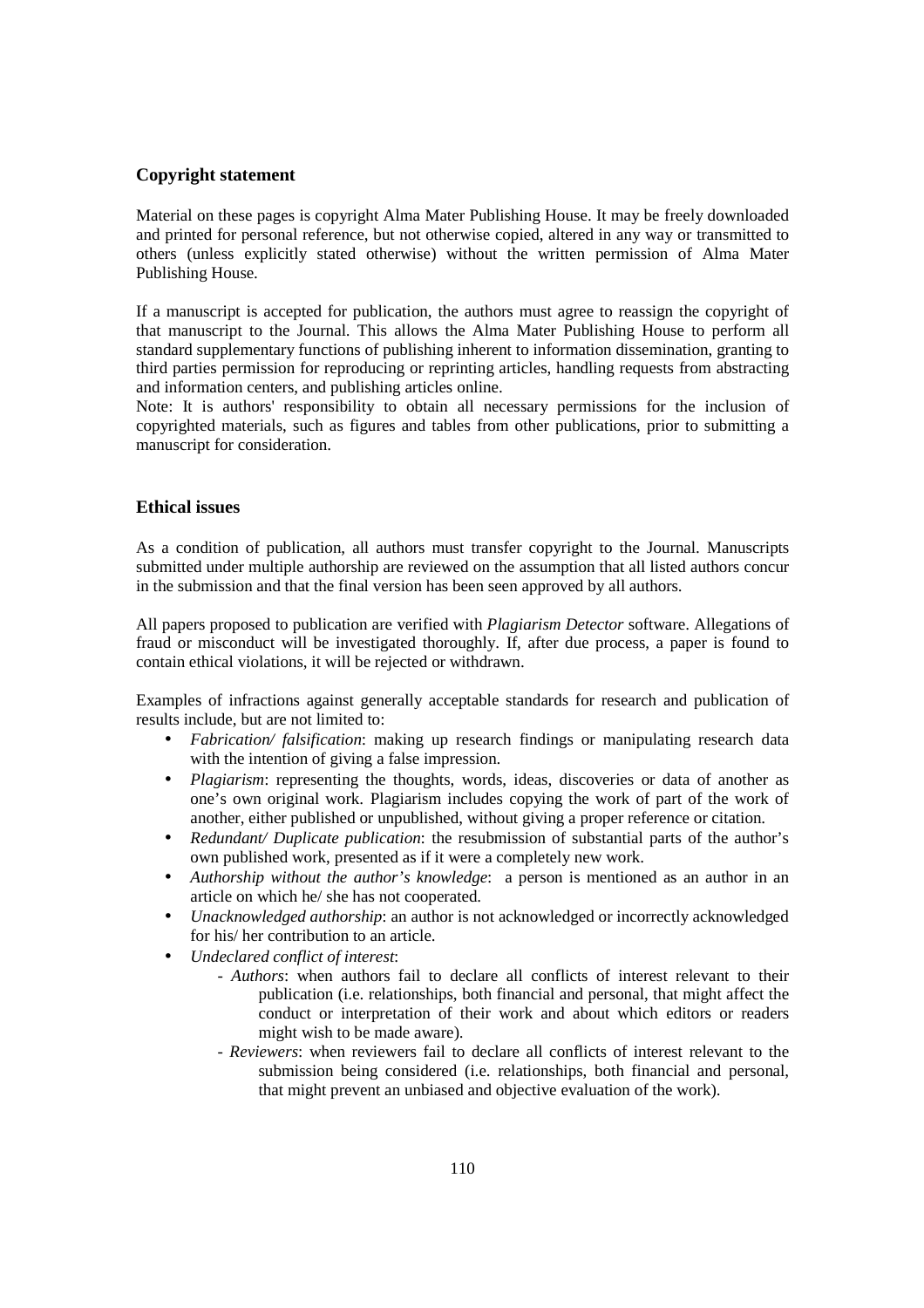## Copyright statement

Material on these pages is copyright Alma Mater Publishing House. It may be freely downloaded and printed for personal reference, but not otherwise copied, altered in any way or transmitted to others (unless explicitly stated otherwise) without the written permission of Alma Mater Publishing House.

If a manuscript is accepted for publication, the authors must agree to reassign the copyright of that manuscript to the Journal. This allows the Alma Mater Publishing House to perform all standard supplementary functions of publishing inherent to information dissemination, granting to third parties permission for reproducing or reprinting articles, handling requests from abstracting and information centers, and publishing articles online.
Note: It is authors' responsibility to obtain all necessary permissions for the inclusion of copyrighted materials, such as figures and tables from other publications, prior to submitting a manuscript for consideration.

## Ethical issues

As a condition of publication, all authors must transfer copyright to the Journal. Manuscripts submitted under multiple authorship are reviewed on the assumption that all listed authors concur in the submission and that the final version has been seen approved by all authors.

All papers proposed to publication are verified with *Plagiarism Detector* software. Allegations of fraud or misconduct will be investigated thoroughly. If, after due process, a paper is found to contain ethical violations, it will be rejected or withdrawn.

Examples of infractions against generally acceptable standards for research and publication of results include, but are not limited to:

- *Fabrication/ falsification*: making up research findings or manipulating research data with the intention of giving a false impression.
- *Plagiarism*: representing the thoughts, words, ideas, discoveries or data of another as one's own original work. Plagiarism includes copying the work of part of the work of another, either published or unpublished, without giving a proper reference or citation.
- *Redundant/ Duplicate publication*: the resubmission of substantial parts of the author's own published work, presented as if it were a completely new work.
- *Authorship without the author's knowledge*: a person is mentioned as an author in an article on which he/ she has not cooperated.
- *Unacknowledged authorship*: an author is not acknowledged or incorrectly acknowledged for his/ her contribution to an article.
- *Undeclared conflict of interest*:
  - *Authors*: when authors fail to declare all conflicts of interest relevant to their publication (i.e. relationships, both financial and personal, that might affect the conduct or interpretation of their work and about which editors or readers might wish to be made aware).
  - *Reviewers*: when reviewers fail to declare all conflicts of interest relevant to the submission being considered (i.e. relationships, both financial and personal, that might prevent an unbiased and objective evaluation of the work).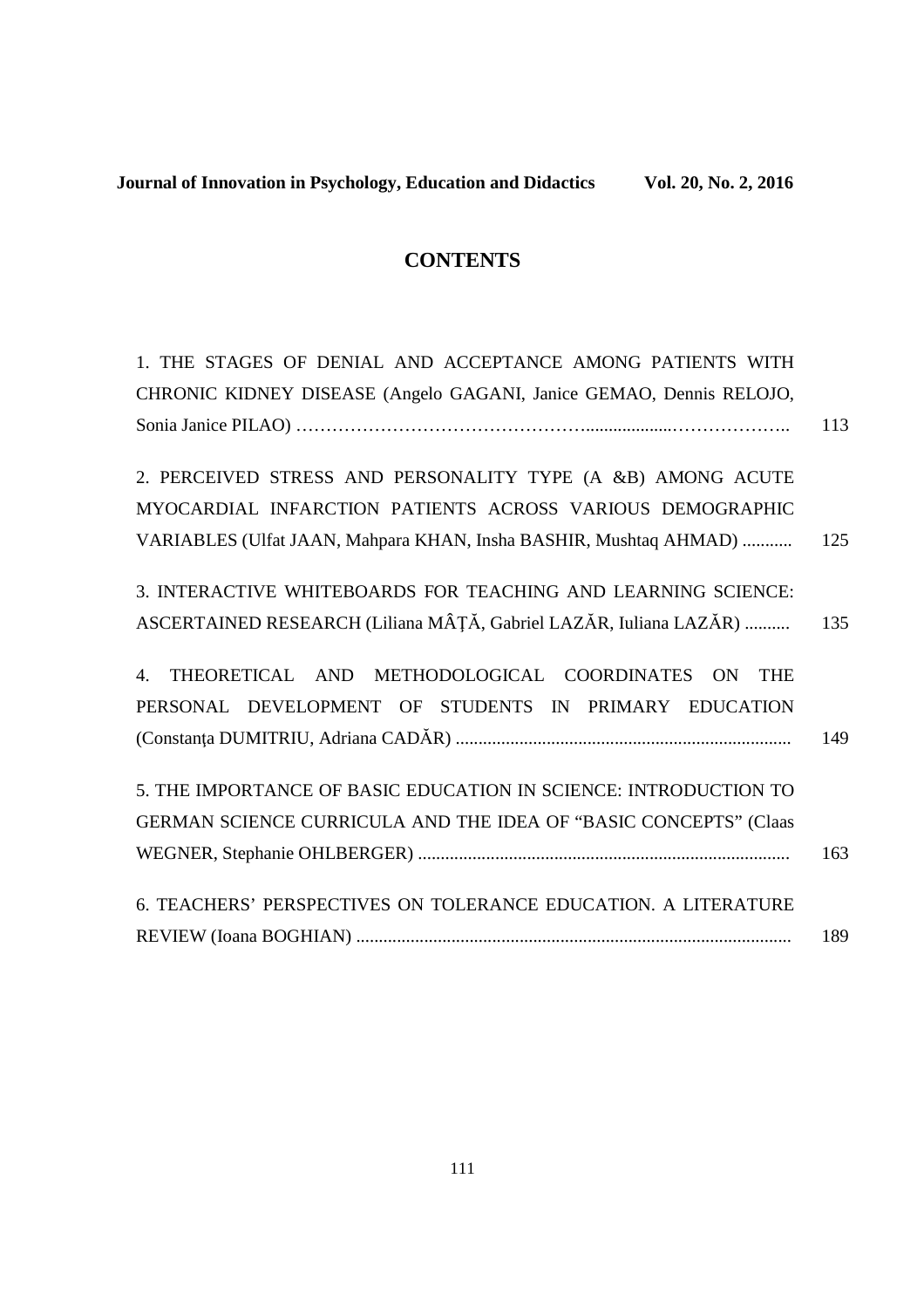# CONTENTS

1. THE STAGES OF DENIAL AND ACCEPTANCE AMONG PATIENTS WITH CHRONIC KIDNEY DISEASE (Angelo GAGANI, Janice GEMAO, Dennis RELOJO, Sonia Janice PILAO) ………………………………………………………………………….. 113

2. PERCEIVED STRESS AND PERSONALITY TYPE (A &B) AMONG ACUTE MYOCARDIAL INFARCTION PATIENTS ACROSS VARIOUS DEMOGRAPHIC VARIABLES (Ulfat JAAN, Mahpara KHAN, Insha BASHIR, Mushtaq AHMAD) ........... 125

3. INTERACTIVE WHITEBOARDS FOR TEACHING AND LEARNING SCIENCE: ASCERTAINED RESEARCH (Liliana MÂȚĂ, Gabriel LAZĂR, Iuliana LAZĂR) .......... 135

4. THEORETICAL AND METHODOLOGICAL COORDINATES ON THE PERSONAL DEVELOPMENT OF STUDENTS IN PRIMARY EDUCATION (Constanţa DUMITRIU, Adriana CADĂR) ........................................................................ 149

5. THE IMPORTANCE OF BASIC EDUCATION IN SCIENCE: INTRODUCTION TO GERMAN SCIENCE CURRICULA AND THE IDEA OF "BASIC CONCEPTS" (Claas WEGNER, Stephanie OHLBERGER) ................................................................................. 163

6. TEACHERS' PERSPECTIVES ON TOLERANCE EDUCATION. A LITERATURE REVIEW (Ioana BOGHIAN) ................................................................................................ 189